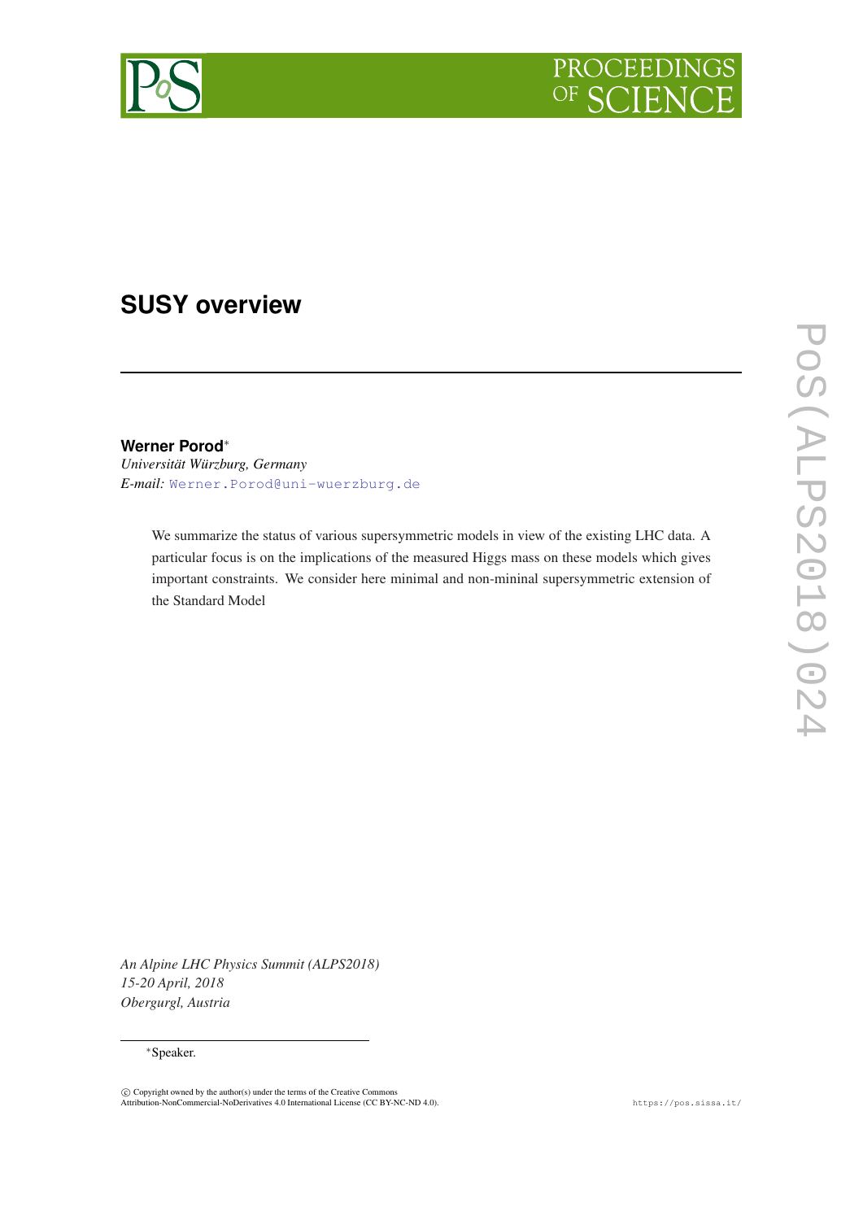# SUSY overview

**Werner Porod***
*Universität Würzburg, Germany*
*E-mail:* Werner.Porod@uni-wuerzburg.de

We summarize the status of various supersymmetric models in view of the existing LHC data. A particular focus is on the implications of the measured Higgs mass on these models which gives important constraints. We consider here minimal and non-mininal supersymmetric extension of the Standard Model

*An Alpine LHC Physics Summit (ALPS2018)*
*15-20 April, 2018*
*Obergurgl, Austria*

*Speaker.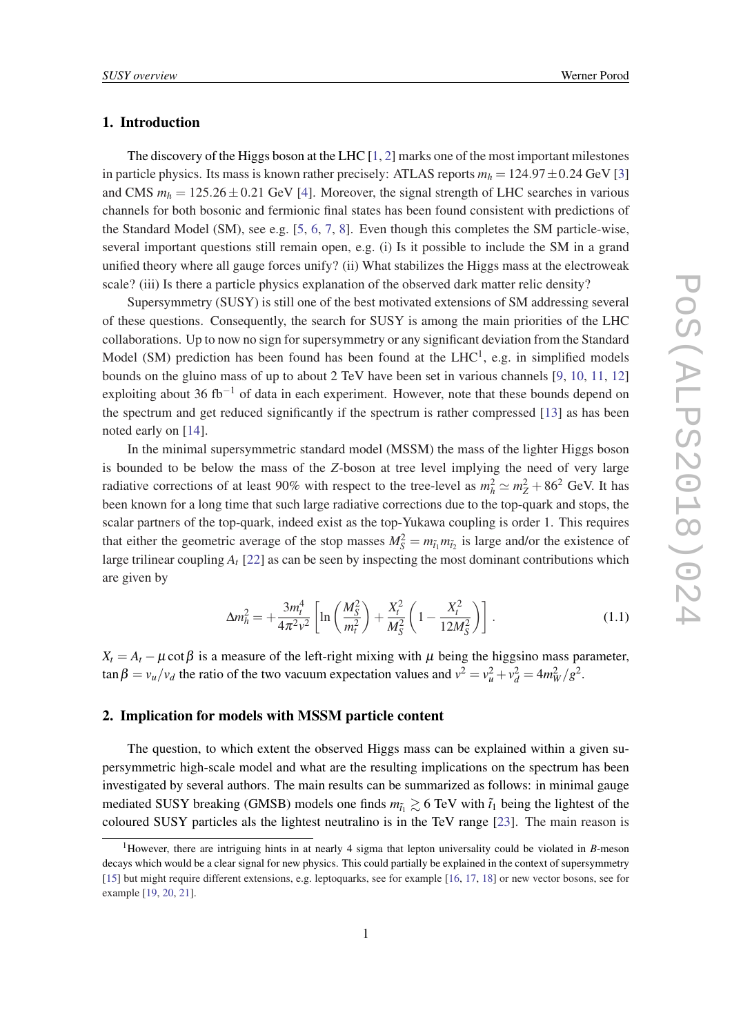## 1. Introduction

The discovery of the Higgs boson at the LHC [1, 2] marks one of the most important milestones in particle physics. Its mass is known rather precisely: ATLAS reports $m_h = 124.97 \pm 0.24$ GeV [3] and CMS $m_h = 125.26 \pm 0.21$ GeV [4]. Moreover, the signal strength of LHC searches in various channels for both bosonic and fermionic final states has been found consistent with predictions of the Standard Model (SM), see e.g. [5, 6, 7, 8]. Even though this completes the SM particle-wise, several important questions still remain open, e.g. (i) Is it possible to include the SM in a grand unified theory where all gauge forces unify? (ii) What stabilizes the Higgs mass at the electroweak scale? (iii) Is there a particle physics explanation of the observed dark matter relic density?

Supersymmetry (SUSY) is still one of the best motivated extensions of SM addressing several of these questions. Consequently, the search for SUSY is among the main priorities of the LHC collaborations. Up to now no sign for supersymmetry or any significant deviation from the Standard Model (SM) prediction has been found has been found at the LHC[1], e.g. in simplified models bounds on the gluino mass of up to about 2 TeV have been set in various channels [9, 10, 11, 12] exploiting about 36 fb$^{-1}$ of data in each experiment. However, note that these bounds depend on the spectrum and get reduced significantly if the spectrum is rather compressed [13] as has been noted early on [14].

In the minimal supersymmetric standard model (MSSM) the mass of the lighter Higgs boson is bounded to be below the mass of the $Z$-boson at tree level implying the need of very large radiative corrections of at least 90% with respect to the tree-level as $m_h^2 \simeq m_Z^2 + 86^2$ GeV. It has been known for a long time that such large radiative corrections due to the top-quark and stops, the scalar partners of the top-quark, indeed exist as the top-Yukawa coupling is order 1. This requires that either the geometric average of the stop masses $M_S^2 = m_{\tilde{t}_1} m_{\tilde{t}_2}$ is large and/or the existence of large trilinear coupling $A_t$ [22] as can be seen by inspecting the most dominant contributions which are given by

$$\Delta m_h^2 = + \frac{3 m_t^4}{4\pi^2 v^2} \left[ \ln\left(\frac{M_S^2}{m_t^2}\right) + \frac{X_t^2}{M_S^2}\left(1 - \frac{X_t^2}{12 M_S^2}\right) \right] . \qquad (1.1)$$

$X_t = A_t - \mu \cot\beta$ is a measure of the left-right mixing with $\mu$ being the higgsino mass parameter, $\tan\beta = v_u/v_d$ the ratio of the two vacuum expectation values and $v^2 = v_u^2 + v_d^2 = 4m_W^2/g^2$.

## 2. Implication for models with MSSM particle content

The question, to which extent the observed Higgs mass can be explained within a given supersymmetric high-scale model and what are the resulting implications on the spectrum has been investigated by several authors. The main results can be summarized as follows: in minimal gauge mediated SUSY breaking (GMSB) models one finds $m_{\tilde{t}_1} \gtrsim 6$ TeV with $\tilde{t}_1$ being the lightest of the coloured SUSY particles als the lightest neutralino is in the TeV range [23]. The main reason is

[1] However, there are intriguing hints in at nearly 4 sigma that lepton universality could be violated in $B$-meson decays which would be a clear signal for new physics. This could partially be explained in the context of supersymmetry [15] but might require different extensions, e.g. leptoquarks, see for example [16, 17, 18] or new vector bosons, see for example [19, 20, 21].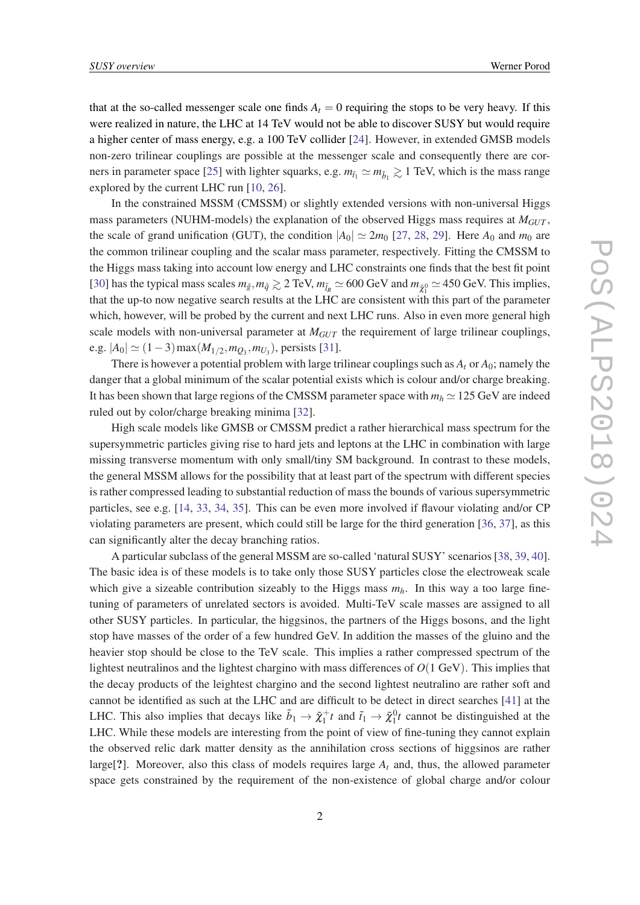that at the so-called messenger scale one finds $A_t = 0$ requiring the stops to be very heavy. If this were realized in nature, the LHC at 14 TeV would not be able to discover SUSY but would require a higher center of mass energy, e.g. a 100 TeV collider [24]. However, in extended GMSB models non-zero trilinear couplings are possible at the messenger scale and consequently there are corners in parameter space [25] with lighter squarks, e.g. $m_{\tilde{t}_1} \simeq m_{\tilde{b}_1} \gtrsim 1$ TeV, which is the mass range explored by the current LHC run [10, 26].

In the constrained MSSM (CMSSM) or slightly extended versions with non-universal Higgs mass parameters (NUHM-models) the explanation of the observed Higgs mass requires at $M_{GUT}$, the scale of grand unification (GUT), the condition $|A_0| \simeq 2m_0$ [27, 28, 29]. Here $A_0$ and $m_0$ are the common trilinear coupling and the scalar mass parameter, respectively. Fitting the CMSSM to the Higgs mass taking into account low energy and LHC constraints one finds that the best fit point [30] has the typical mass scales $m_{\tilde{g}}, m_{\tilde{q}} \gtrsim 2$ TeV, $m_{\tilde{l}_R} \simeq 600$ GeV and $m_{\tilde{\chi}^0_1} \simeq 450$ GeV. This implies, that the up-to now negative search results at the LHC are consistent with this part of the parameter which, however, will be probed by the current and next LHC runs. Also in even more general high scale models with non-universal parameter at $M_{GUT}$ the requirement of large trilinear couplings, e.g. $|A_0| \simeq (1-3)\max(M_{1/2}, m_{Q_3}, m_{U_3})$, persists [31].

There is however a potential problem with large trilinear couplings such as $A_t$ or $A_0$; namely the danger that a global minimum of the scalar potential exists which is colour and/or charge breaking. It has been shown that large regions of the CMSSM parameter space with $m_h \simeq 125$ GeV are indeed ruled out by color/charge breaking minima [32].

High scale models like GMSB or CMSSM predict a rather hierarchical mass spectrum for the supersymmetric particles giving rise to hard jets and leptons at the LHC in combination with large missing transverse momentum with only small/tiny SM background. In contrast to these models, the general MSSM allows for the possibility that at least part of the spectrum with different species is rather compressed leading to substantial reduction of mass the bounds of various supersymmetric particles, see e.g. [14, 33, 34, 35]. This can be even more involved if flavour violating and/or CP violating parameters are present, which could still be large for the third generation [36, 37], as this can significantly alter the decay branching ratios.

A particular subclass of the general MSSM are so-called 'natural SUSY' scenarios [38, 39, 40]. The basic idea is of these models is to take only those SUSY particles close the electroweak scale which give a sizeable contribution sizeably to the Higgs mass $m_h$. In this way a too large fine-tuning of parameters of unrelated sectors is avoided. Multi-TeV scale masses are assigned to all other SUSY particles. In particular, the higgsinos, the partners of the Higgs bosons, and the light stop have masses of the order of a few hundred GeV. In addition the masses of the gluino and the heavier stop should be close to the TeV scale. This implies a rather compressed spectrum of the lightest neutralinos and the lightest chargino with mass differences of $O(1$ GeV$)$. This implies that the decay products of the leightest chargino and the second lightest neutralino are rather soft and cannot be identified as such at the LHC and are difficult to be detect in direct searches [41] at the LHC. This also implies that decays like $\tilde{b}_1 \to \tilde{\chi}^+_1 t$ and $\tilde{t}_1 \to \tilde{\chi}^0_1 t$ cannot be distinguished at the LHC. While these models are interesting from the point of view of fine-tuning they cannot explain the observed relic dark matter density as the annihilation cross sections of higgsinos are rather large[?]. Moreover, also this class of models requires large $A_t$ and, thus, the allowed parameter space gets constrained by the requirement of the non-existence of global charge and/or colour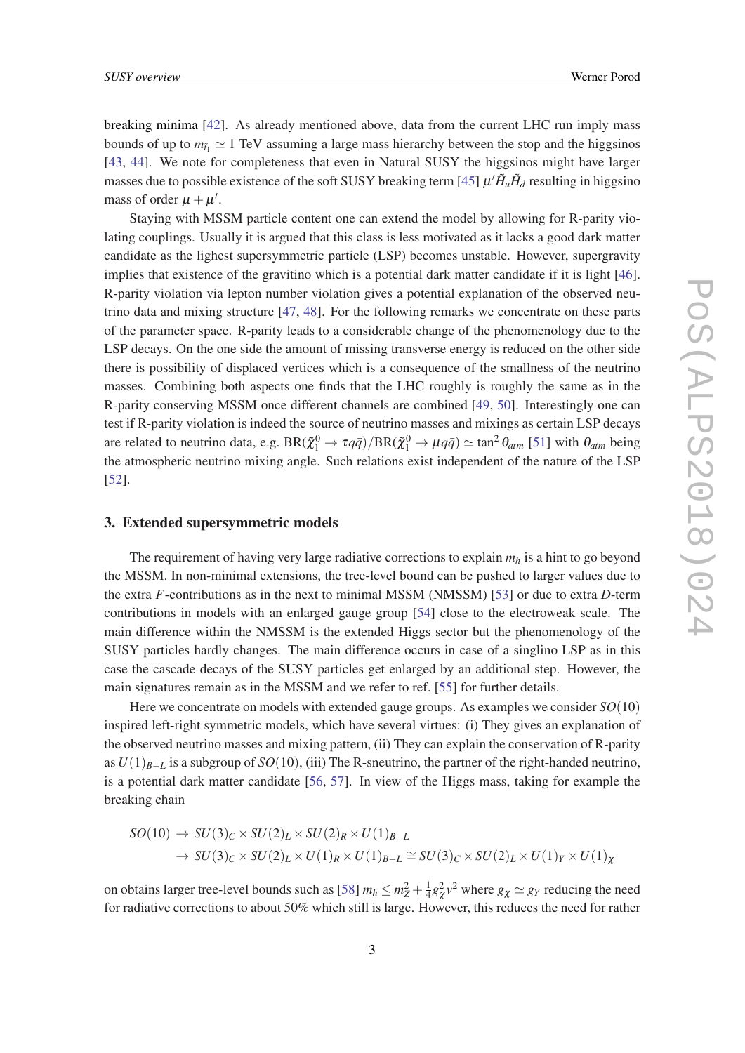breaking minima [42]. As already mentioned above, data from the current LHC run imply mass bounds of up to $m_{\tilde{t}_1} \simeq 1$ TeV assuming a large mass hierarchy between the stop and the higgsinos [43, 44]. We note for completeness that even in Natural SUSY the higgsinos might have larger masses due to possible existence of the soft SUSY breaking term [45] $\mu' \tilde{H}_u \tilde{H}_d$ resulting in higgsino mass of order $\mu + \mu'$.

Staying with MSSM particle content one can extend the model by allowing for R-parity violating couplings. Usually it is argued that this class is less motivated as it lacks a good dark matter candidate as the lighest supersymmetric particle (LSP) becomes unstable. However, supergravity implies that existence of the gravitino which is a potential dark matter candidate if it is light [46]. R-parity violation via lepton number violation gives a potential explanation of the observed neutrino data and mixing structure [47, 48]. For the following remarks we concentrate on these parts of the parameter space. R-parity leads to a considerable change of the phenomenology due to the LSP decays. On the one side the amount of missing transverse energy is reduced on the other side there is possibility of displaced vertices which is a consequence of the smallness of the neutrino masses. Combining both aspects one finds that the LHC roughly is roughly the same as in the R-parity conserving MSSM once different channels are combined [49, 50]. Interestingly one can test if R-parity violation is indeed the source of neutrino masses and mixings as certain LSP decays are related to neutrino data, e.g. $\text{BR}(\tilde{\chi}^0_1 \to \tau q \bar{q})/\text{BR}(\tilde{\chi}^0_1 \to \mu q \bar{q}) \simeq \tan^2 \theta_{atm}$ [51] with $\theta_{atm}$ being the atmospheric neutrino mixing angle. Such relations exist independent of the nature of the LSP [52].

## 3. Extended supersymmetric models

The requirement of having very large radiative corrections to explain $m_h$ is a hint to go beyond the MSSM. In non-minimal extensions, the tree-level bound can be pushed to larger values due to the extra $F$-contributions as in the next to minimal MSSM (NMSSM) [53] or due to extra $D$-term contributions in models with an enlarged gauge group [54] close to the electroweak scale. The main difference within the NMSSM is the extended Higgs sector but the phenomenology of the SUSY particles hardly changes. The main difference occurs in case of a singlino LSP as in this case the cascade decays of the SUSY particles get enlarged by an additional step. However, the main signatures remain as in the MSSM and we refer to ref. [55] for further details.

Here we concentrate on models with extended gauge groups. As examples we consider $SO(10)$ inspired left-right symmetric models, which have several virtues: (i) They gives an explanation of the observed neutrino masses and mixing pattern, (ii) They can explain the conservation of R-parity as $U(1)_{B-L}$ is a subgroup of $SO(10)$, (iii) The R-sneutrino, the partner of the right-handed neutrino, is a potential dark matter candidate [56, 57]. In view of the Higgs mass, taking for example the breaking chain

$$
\begin{aligned}
SO(10) &\to SU(3)_C \times SU(2)_L \times SU(2)_R \times U(1)_{B-L} \\
&\to SU(3)_C \times SU(2)_L \times U(1)_R \times U(1)_{B-L} \cong SU(3)_C \times SU(2)_L \times U(1)_Y \times U(1)_\chi
\end{aligned}
$$

on obtains larger tree-level bounds such as [58] $m_h \leq m_Z^2 + \frac{1}{4} g_\chi^2 v^2$ where $g_\chi \simeq g_Y$ reducing the need for radiative corrections to about 50% which still is large. However, this reduces the need for rather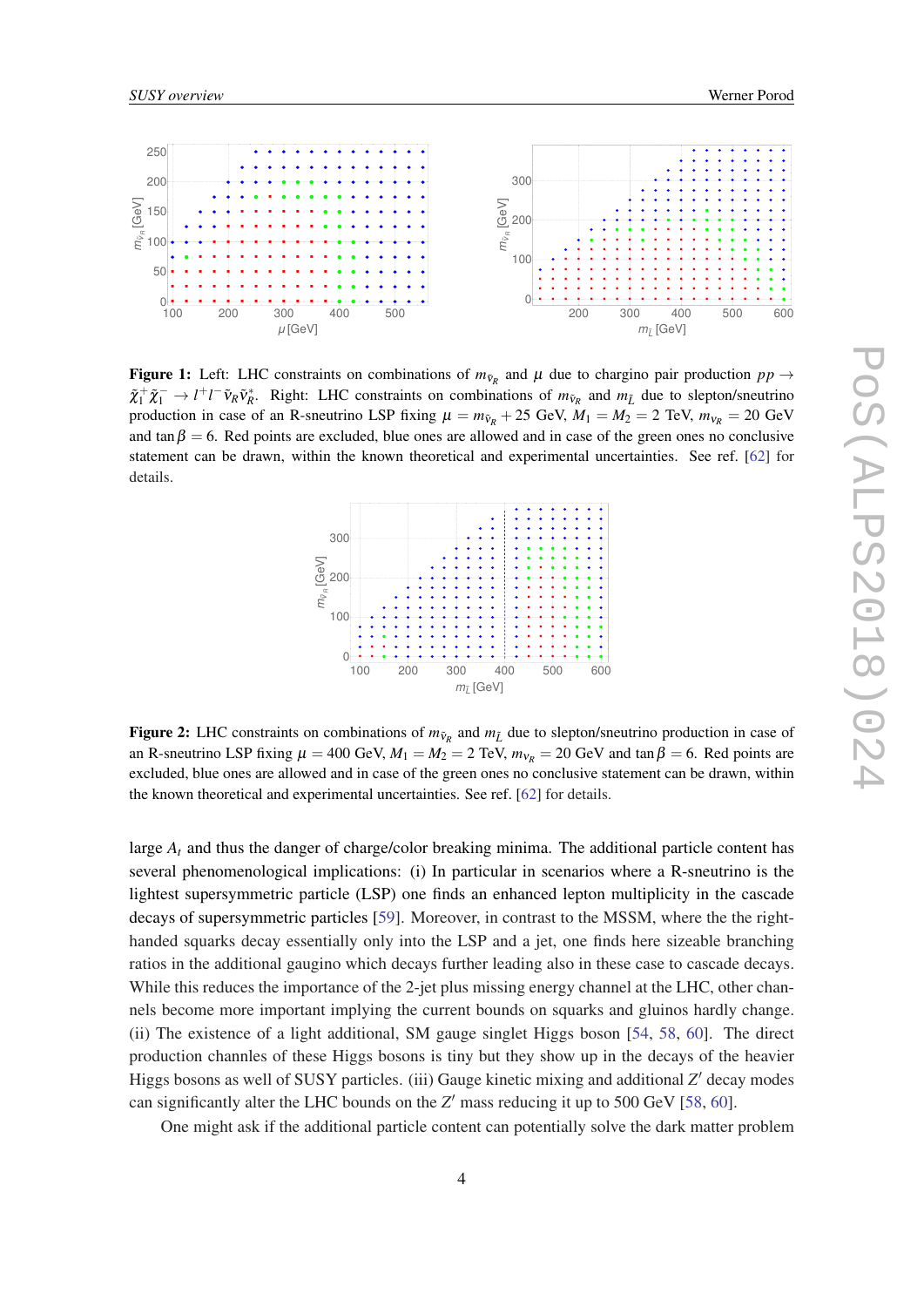**Figure 1:** Left: LHC constraints on combinations of $m_{\tilde{\nu}_R}$ and $\mu$ due to chargino pair production $pp \to \tilde{\chi}_1^+ \tilde{\chi}_1^- \to l^+ l^- \tilde{\nu}_R \tilde{\nu}_R^*$. Right: LHC constraints on combinations of $m_{\tilde{\nu}_R}$ and $m_{\tilde{L}}$ due to slepton/sneutrino production in case of an R-sneutrino LSP fixing $\mu = m_{\tilde{\nu}_R} + 25$ GeV, $M_1 = M_2 = 2$ TeV, $m_{\nu_R} = 20$ GeV and $\tan\beta = 6$. Red points are excluded, blue ones are allowed and in case of the green ones no conclusive statement can be drawn, within the known theoretical and experimental uncertainties. See ref. [62] for details.

**Figure 2:** LHC constraints on combinations of $m_{\tilde{\nu}_R}$ and $m_{\tilde{L}}$ due to slepton/sneutrino production in case of an R-sneutrino LSP fixing $\mu = 400$ GeV, $M_1 = M_2 = 2$ TeV, $m_{\nu_R} = 20$ GeV and $\tan\beta = 6$. Red points are excluded, blue ones are allowed and in case of the green ones no conclusive statement can be drawn, within the known theoretical and experimental uncertainties. See ref. [62] for details.

large $A_t$ and thus the danger of charge/color breaking minima. The additional particle content has several phenomenological implications: (i) In particular in scenarios where a R-sneutrino is the lightest supersymmetric particle (LSP) one finds an enhanced lepton multiplicity in the cascade decays of supersymmetric particles [59]. Moreover, in contrast to the MSSM, where the the right-handed squarks decay essentially only into the LSP and a jet, one finds here sizeable branching ratios in the additional gaugino which decays further leading also in these case to cascade decays. While this reduces the importance of the 2-jet plus missing energy channel at the LHC, other channels become more important implying the current bounds on squarks and gluinos hardly change. (ii) The existence of a light additional, SM gauge singlet Higgs boson [54, 58, 60]. The direct production channles of these Higgs bosons is tiny but they show up in the decays of the heavier Higgs bosons as well of SUSY particles. (iii) Gauge kinetic mixing and additional $Z'$ decay modes can significantly alter the LHC bounds on the $Z'$ mass reducing it up to 500 GeV [58, 60].

One might ask if the additional particle content can potentially solve the dark matter problem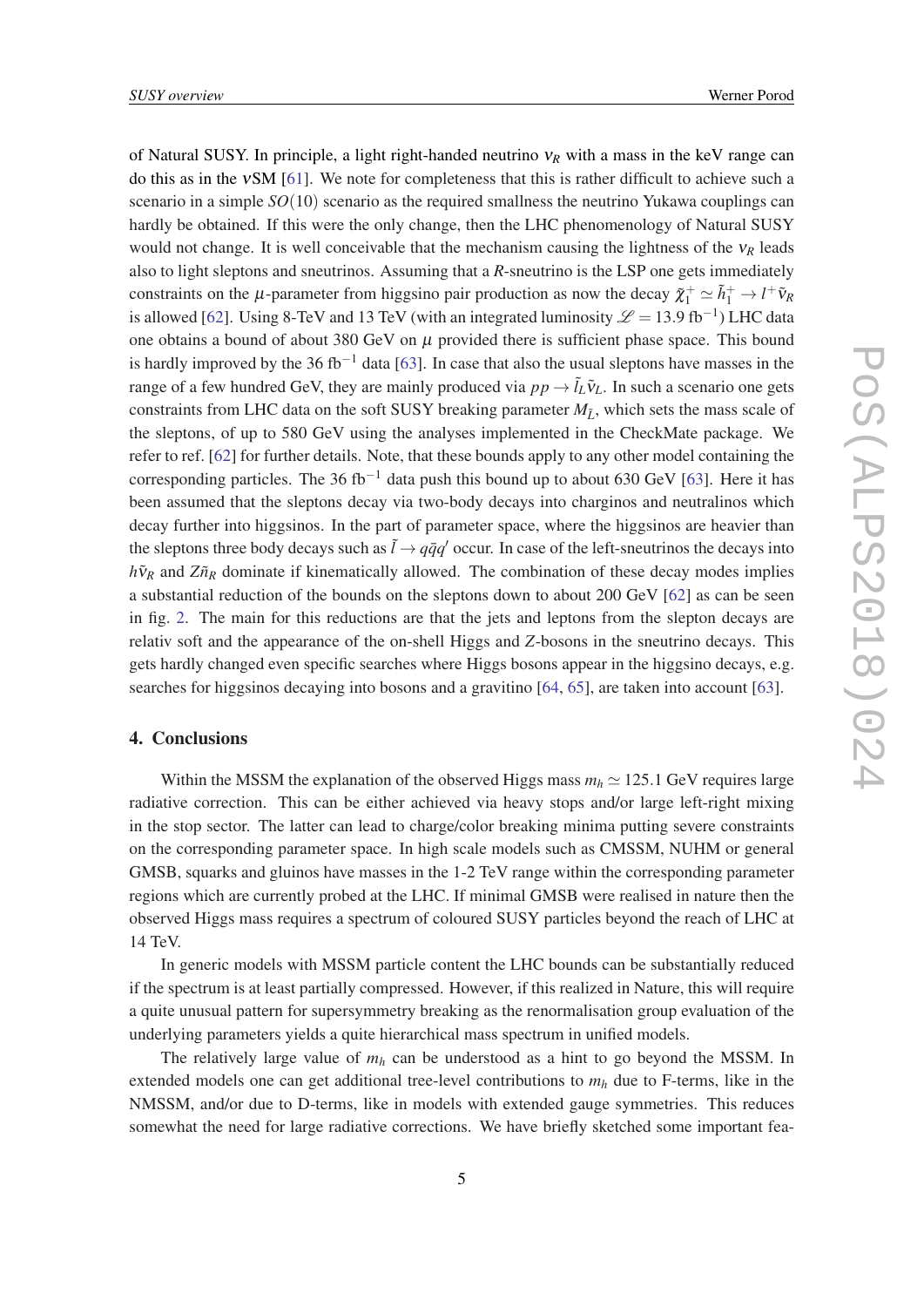of Natural SUSY. In principle, a light right-handed neutrino $\nu_R$ with a mass in the keV range can do this as in the $\nu$SM [61]. We note for completeness that this is rather difficult to achieve such a scenario in a simple $SO(10)$ scenario as the required smallness the neutrino Yukawa couplings can hardly be obtained. If this were the only change, then the LHC phenomenology of Natural SUSY would not change. It is well conceivable that the mechanism causing the lightness of the $\nu_R$ leads also to light sleptons and sneutrinos. Assuming that a $R$-sneutrino is the LSP one gets immediately constraints on the $\mu$-parameter from higgsino pair production as now the decay $\tilde{\chi}^+_1 \simeq \tilde{h}^+_1 \to l^+ \tilde{\nu}_R$ is allowed [62]. Using 8-TeV and 13 TeV (with an integrated luminosity $\mathscr{L} = 13.9$ fb$^{-1}$) LHC data one obtains a bound of about 380 GeV on $\mu$ provided there is sufficient phase space. This bound is hardly improved by the 36 fb$^{-1}$ data [63]. In case that also the usual sleptons have masses in the range of a few hundred GeV, they are mainly produced via $pp \to \tilde{l}_L \tilde{\nu}_L$. In such a scenario one gets constraints from LHC data on the soft SUSY breaking parameter $M_{\tilde{L}}$, which sets the mass scale of the sleptons, of up to 580 GeV using the analyses implemented in the CheckMate package. We refer to ref. [62] for further details. Note, that these bounds apply to any other model containing the corresponding particles. The 36 fb$^{-1}$ data push this bound up to about 630 GeV [63]. Here it has been assumed that the sleptons decay via two-body decays into charginos and neutralinos which decay further into higgsinos. In the part of parameter space, where the higgsinos are heavier than the sleptons three body decays such as $\tilde{l} \to q\bar{q}q'$ occur. In case of the left-sneutrinos the decays into $h\tilde{\nu}_R$ and $Z\tilde{n}_R$ dominate if kinematically allowed. The combination of these decay modes implies a substantial reduction of the bounds on the sleptons down to about 200 GeV [62] as can be seen in fig. 2. The main for this reductions are that the jets and leptons from the slepton decays are relativ soft and the appearance of the on-shell Higgs and $Z$-bosons in the sneutrino decays. This gets hardly changed even specific searches where Higgs bosons appear in the higgsino decays, e.g. searches for higgsinos decaying into bosons and a gravitino [64, 65], are taken into account [63].

## 4. Conclusions

Within the MSSM the explanation of the observed Higgs mass $m_h \simeq 125.1$ GeV requires large radiative correction. This can be either achieved via heavy stops and/or large left-right mixing in the stop sector. The latter can lead to charge/color breaking minima putting severe constraints on the corresponding parameter space. In high scale models such as CMSSM, NUHM or general GMSB, squarks and gluinos have masses in the 1-2 TeV range within the corresponding parameter regions which are currently probed at the LHC. If minimal GMSB were realised in nature then the observed Higgs mass requires a spectrum of coloured SUSY particles beyond the reach of LHC at 14 TeV.

In generic models with MSSM particle content the LHC bounds can be substantially reduced if the spectrum is at least partially compressed. However, if this realized in Nature, this will require a quite unusual pattern for supersymmetry breaking as the renormalisation group evaluation of the underlying parameters yields a quite hierarchical mass spectrum in unified models.

The relatively large value of $m_h$ can be understood as a hint to go beyond the MSSM. In extended models one can get additional tree-level contributions to $m_h$ due to F-terms, like in the NMSSM, and/or due to D-terms, like in models with extended gauge symmetries. This reduces somewhat the need for large radiative corrections. We have briefly sketched some important fea-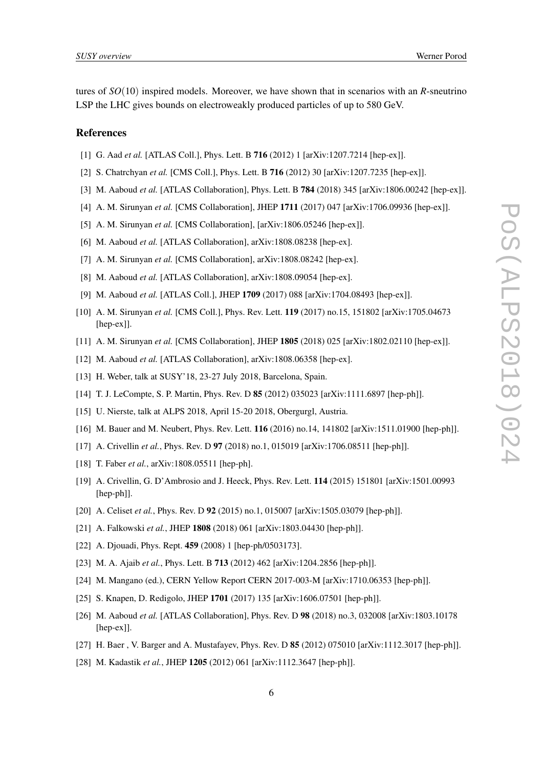tures of $SO(10)$ inspired models. Moreover, we have shown that in scenarios with an $R$-sneutrino LSP the LHC gives bounds on electroweakly produced particles of up to 580 GeV.

## References

[1] G. Aad *et al.* [ATLAS Coll.], Phys. Lett. B **716** (2012) 1 [arXiv:1207.7214 [hep-ex]].

[2] S. Chatrchyan *et al.* [CMS Coll.], Phys. Lett. B **716** (2012) 30 [arXiv:1207.7235 [hep-ex]].

[3] M. Aaboud *et al.* [ATLAS Collaboration], Phys. Lett. B **784** (2018) 345 [arXiv:1806.00242 [hep-ex]].

[4] A. M. Sirunyan *et al.* [CMS Collaboration], JHEP **1711** (2017) 047 [arXiv:1706.09936 [hep-ex]].

[5] A. M. Sirunyan *et al.* [CMS Collaboration], [arXiv:1806.05246 [hep-ex]].

[6] M. Aaboud *et al.* [ATLAS Collaboration], arXiv:1808.08238 [hep-ex].

[7] A. M. Sirunyan *et al.* [CMS Collaboration], arXiv:1808.08242 [hep-ex].

[8] M. Aaboud *et al.* [ATLAS Collaboration], arXiv:1808.09054 [hep-ex].

[9] M. Aaboud *et al.* [ATLAS Coll.], JHEP **1709** (2017) 088 [arXiv:1704.08493 [hep-ex]].

[10] A. M. Sirunyan *et al.* [CMS Coll.], Phys. Rev. Lett. **119** (2017) no.15, 151802 [arXiv:1705.04673 [hep-ex]].

[11] A. M. Sirunyan *et al.* [CMS Collaboration], JHEP **1805** (2018) 025 [arXiv:1802.02110 [hep-ex]].

[12] M. Aaboud *et al.* [ATLAS Collaboration], arXiv:1808.06358 [hep-ex].

[13] H. Weber, talk at SUSY'18, 23-27 July 2018, Barcelona, Spain.

[14] T. J. LeCompte, S. P. Martin, Phys. Rev. D **85** (2012) 035023 [arXiv:1111.6897 [hep-ph]].

[15] U. Nierste, talk at ALPS 2018, April 15-20 2018, Obergurgl, Austria.

[16] M. Bauer and M. Neubert, Phys. Rev. Lett. **116** (2016) no.14, 141802 [arXiv:1511.01900 [hep-ph]].

[17] A. Crivellin *et al.*, Phys. Rev. D **97** (2018) no.1, 015019 [arXiv:1706.08511 [hep-ph]].

[18] T. Faber *et al.*, arXiv:1808.05511 [hep-ph].

[19] A. Crivellin, G. D'Ambrosio and J. Heeck, Phys. Rev. Lett. **114** (2015) 151801 [arXiv:1501.00993 [hep-ph]].

[20] A. Celiset *et al.*, Phys. Rev. D **92** (2015) no.1, 015007 [arXiv:1505.03079 [hep-ph]].

[21] A. Falkowski *et al.*, JHEP **1808** (2018) 061 [arXiv:1803.04430 [hep-ph]].

[22] A. Djouadi, Phys. Rept. **459** (2008) 1 [hep-ph/0503173].

[23] M. A. Ajaib *et al.*, Phys. Lett. B **713** (2012) 462 [arXiv:1204.2856 [hep-ph]].

[24] M. Mangano (ed.), CERN Yellow Report CERN 2017-003-M [arXiv:1710.06353 [hep-ph]].

[25] S. Knapen, D. Redigolo, JHEP **1701** (2017) 135 [arXiv:1606.07501 [hep-ph]].

[26] M. Aaboud *et al.* [ATLAS Collaboration], Phys. Rev. D **98** (2018) no.3, 032008 [arXiv:1803.10178 [hep-ex]].

[27] H. Baer , V. Barger and A. Mustafayev, Phys. Rev. D **85** (2012) 075010 [arXiv:1112.3017 [hep-ph]].

[28] M. Kadastik *et al.*, JHEP **1205** (2012) 061 [arXiv:1112.3647 [hep-ph]].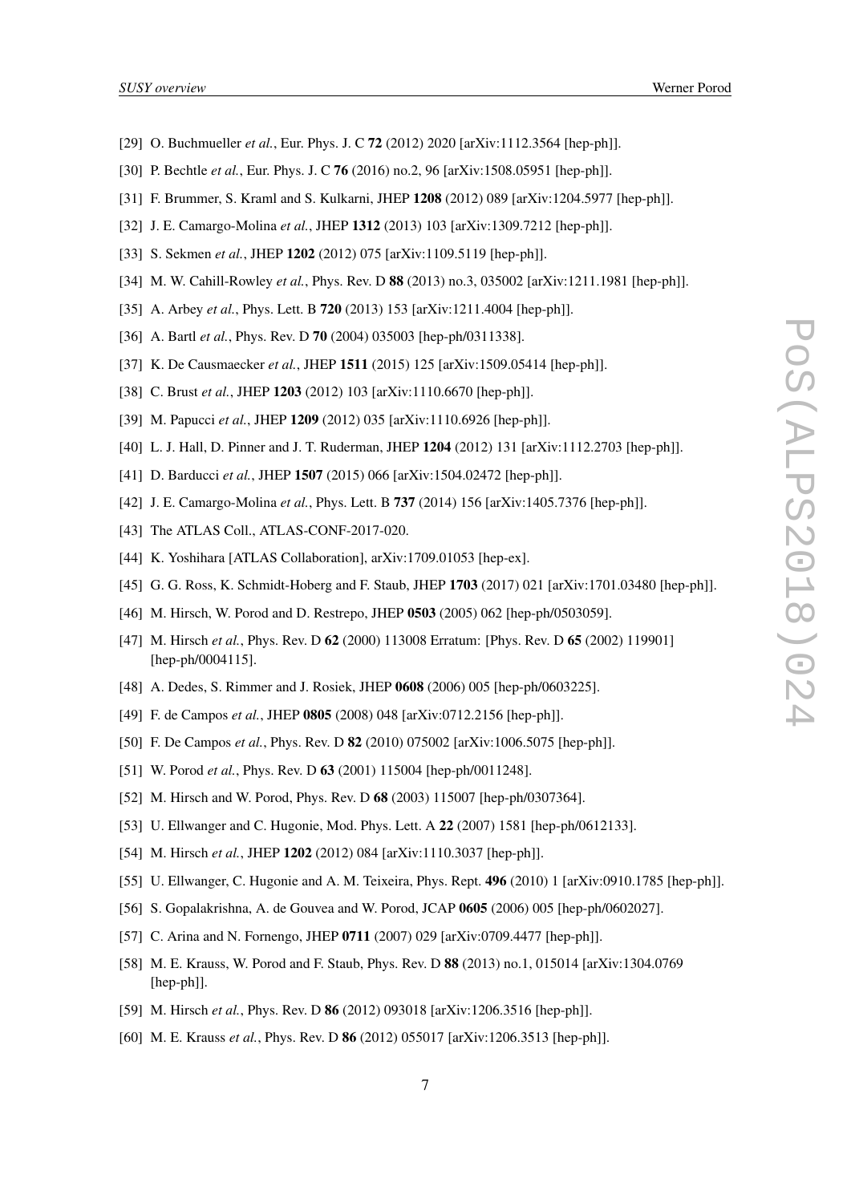[29] O. Buchmueller *et al.*, Eur. Phys. J. C **72** (2012) 2020 [arXiv:1112.3564 [hep-ph]].

[30] P. Bechtle *et al.*, Eur. Phys. J. C **76** (2016) no.2, 96 [arXiv:1508.05951 [hep-ph]].

[31] F. Brummer, S. Kraml and S. Kulkarni, JHEP **1208** (2012) 089 [arXiv:1204.5977 [hep-ph]].

[32] J. E. Camargo-Molina *et al.*, JHEP **1312** (2013) 103 [arXiv:1309.7212 [hep-ph]].

[33] S. Sekmen *et al.*, JHEP **1202** (2012) 075 [arXiv:1109.5119 [hep-ph]].

[34] M. W. Cahill-Rowley *et al.*, Phys. Rev. D **88** (2013) no.3, 035002 [arXiv:1211.1981 [hep-ph]].

[35] A. Arbey *et al.*, Phys. Lett. B **720** (2013) 153 [arXiv:1211.4004 [hep-ph]].

[36] A. Bartl *et al.*, Phys. Rev. D **70** (2004) 035003 [hep-ph/0311338].

[37] K. De Causmaecker *et al.*, JHEP **1511** (2015) 125 [arXiv:1509.05414 [hep-ph]].

[38] C. Brust *et al.*, JHEP **1203** (2012) 103 [arXiv:1110.6670 [hep-ph]].

[39] M. Papucci *et al.*, JHEP **1209** (2012) 035 [arXiv:1110.6926 [hep-ph]].

[40] L. J. Hall, D. Pinner and J. T. Ruderman, JHEP **1204** (2012) 131 [arXiv:1112.2703 [hep-ph]].

[41] D. Barducci *et al.*, JHEP **1507** (2015) 066 [arXiv:1504.02472 [hep-ph]].

[42] J. E. Camargo-Molina *et al.*, Phys. Lett. B **737** (2014) 156 [arXiv:1405.7376 [hep-ph]].

[43] The ATLAS Coll., ATLAS-CONF-2017-020.

[44] K. Yoshihara [ATLAS Collaboration], arXiv:1709.01053 [hep-ex].

[45] G. G. Ross, K. Schmidt-Hoberg and F. Staub, JHEP **1703** (2017) 021 [arXiv:1701.03480 [hep-ph]].

[46] M. Hirsch, W. Porod and D. Restrepo, JHEP **0503** (2005) 062 [hep-ph/0503059].

[47] M. Hirsch *et al.*, Phys. Rev. D **62** (2000) 113008 Erratum: [Phys. Rev. D **65** (2002) 119901] [hep-ph/0004115].

[48] A. Dedes, S. Rimmer and J. Rosiek, JHEP **0608** (2006) 005 [hep-ph/0603225].

[49] F. de Campos *et al.*, JHEP **0805** (2008) 048 [arXiv:0712.2156 [hep-ph]].

[50] F. De Campos *et al.*, Phys. Rev. D **82** (2010) 075002 [arXiv:1006.5075 [hep-ph]].

[51] W. Porod *et al.*, Phys. Rev. D **63** (2001) 115004 [hep-ph/0011248].

[52] M. Hirsch and W. Porod, Phys. Rev. D **68** (2003) 115007 [hep-ph/0307364].

[53] U. Ellwanger and C. Hugonie, Mod. Phys. Lett. A **22** (2007) 1581 [hep-ph/0612133].

[54] M. Hirsch *et al.*, JHEP **1202** (2012) 084 [arXiv:1110.3037 [hep-ph]].

[55] U. Ellwanger, C. Hugonie and A. M. Teixeira, Phys. Rept. **496** (2010) 1 [arXiv:0910.1785 [hep-ph]].

[56] S. Gopalakrishna, A. de Gouvea and W. Porod, JCAP **0605** (2006) 005 [hep-ph/0602027].

[57] C. Arina and N. Fornengo, JHEP **0711** (2007) 029 [arXiv:0709.4477 [hep-ph]].

[58] M. E. Krauss, W. Porod and F. Staub, Phys. Rev. D **88** (2013) no.1, 015014 [arXiv:1304.0769 [hep-ph]].

[59] M. Hirsch *et al.*, Phys. Rev. D **86** (2012) 093018 [arXiv:1206.3516 [hep-ph]].

[60] M. E. Krauss *et al.*, Phys. Rev. D **86** (2012) 055017 [arXiv:1206.3513 [hep-ph]].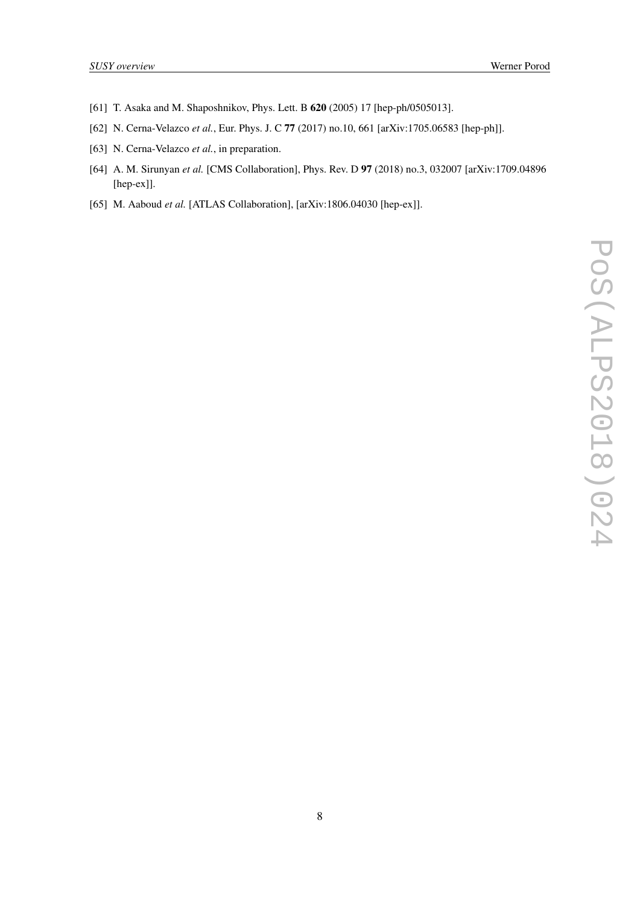[61] T. Asaka and M. Shaposhnikov, Phys. Lett. B **620** (2005) 17 [hep-ph/0505013].

[62] N. Cerna-Velazco *et al.*, Eur. Phys. J. C **77** (2017) no.10, 661 [arXiv:1705.06583 [hep-ph]].

[63] N. Cerna-Velazco *et al.*, in preparation.

[64] A. M. Sirunyan *et al.* [CMS Collaboration], Phys. Rev. D **97** (2018) no.3, 032007 [arXiv:1709.04896 [hep-ex]].

[65] M. Aaboud *et al.* [ATLAS Collaboration], [arXiv:1806.04030 [hep-ex]].